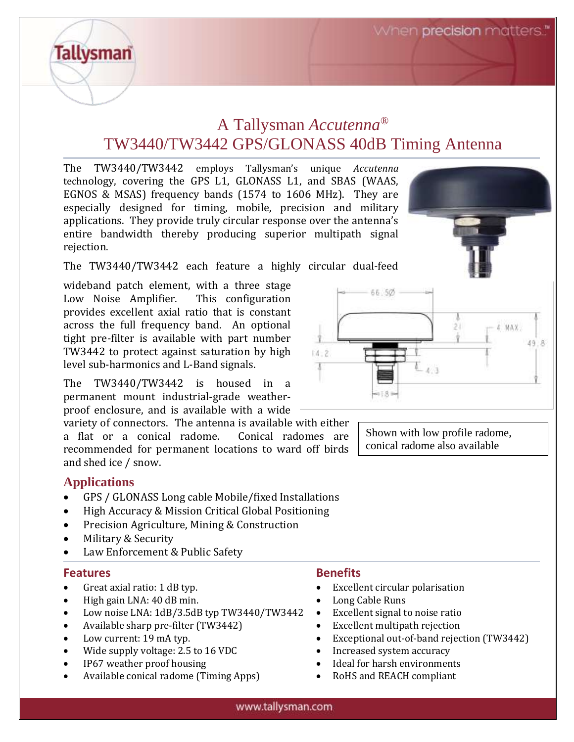# A Tallysman *Accutenna*®
# TW3440/TW3442 GPS/GLONASS 40dB Timing Antenna

The TW3440/TW3442 employs Tallysman's unique *Accutenna* technology, covering the GPS L1, GLONASS L1, and SBAS (WAAS, EGNOS & MSAS) frequency bands (1574 to 1606 MHz). They are especially designed for timing, mobile, precision and military applications. They provide truly circular response over the antenna's entire bandwidth thereby producing superior multipath signal rejection.

The TW3440/TW3442 each feature a highly circular dual-feed wideband patch element, with a three stage Low Noise Amplifier. This configuration provides excellent axial ratio that is constant across the full frequency band. An optional tight pre-filter is available with part number TW3442 to protect against saturation by high level sub-harmonics and L-Band signals.

The TW3440/TW3442 is housed in a permanent mount industrial-grade weather-proof enclosure, and is available with a wide variety of connectors. The antenna is available with either a flat or a conical radome. Conical radomes are recommended for permanent locations to ward off birds and shed ice / snow.

Shown with low profile radome, conical radome also available

## Applications

- GPS / GLONASS Long cable Mobile/fixed Installations
- High Accuracy & Mission Critical Global Positioning
- Precision Agriculture, Mining & Construction
- Military & Security
- Law Enforcement & Public Safety

## Features

- Great axial ratio: 1 dB typ.
- High gain LNA: 40 dB min.
- Low noise LNA: 1dB/3.5dB typ TW3440/TW3442
- Available sharp pre-filter (TW3442)
- Low current: 19 mA typ.
- Wide supply voltage: 2.5 to 16 VDC
- IP67 weather proof housing
- Available conical radome (Timing Apps)

## Benefits

- Excellent circular polarisation
- Long Cable Runs
- Excellent signal to noise ratio
- Excellent multipath rejection
- Exceptional out-of-band rejection (TW3442)
- Increased system accuracy
- Ideal for harsh environments
- RoHS and REACH compliant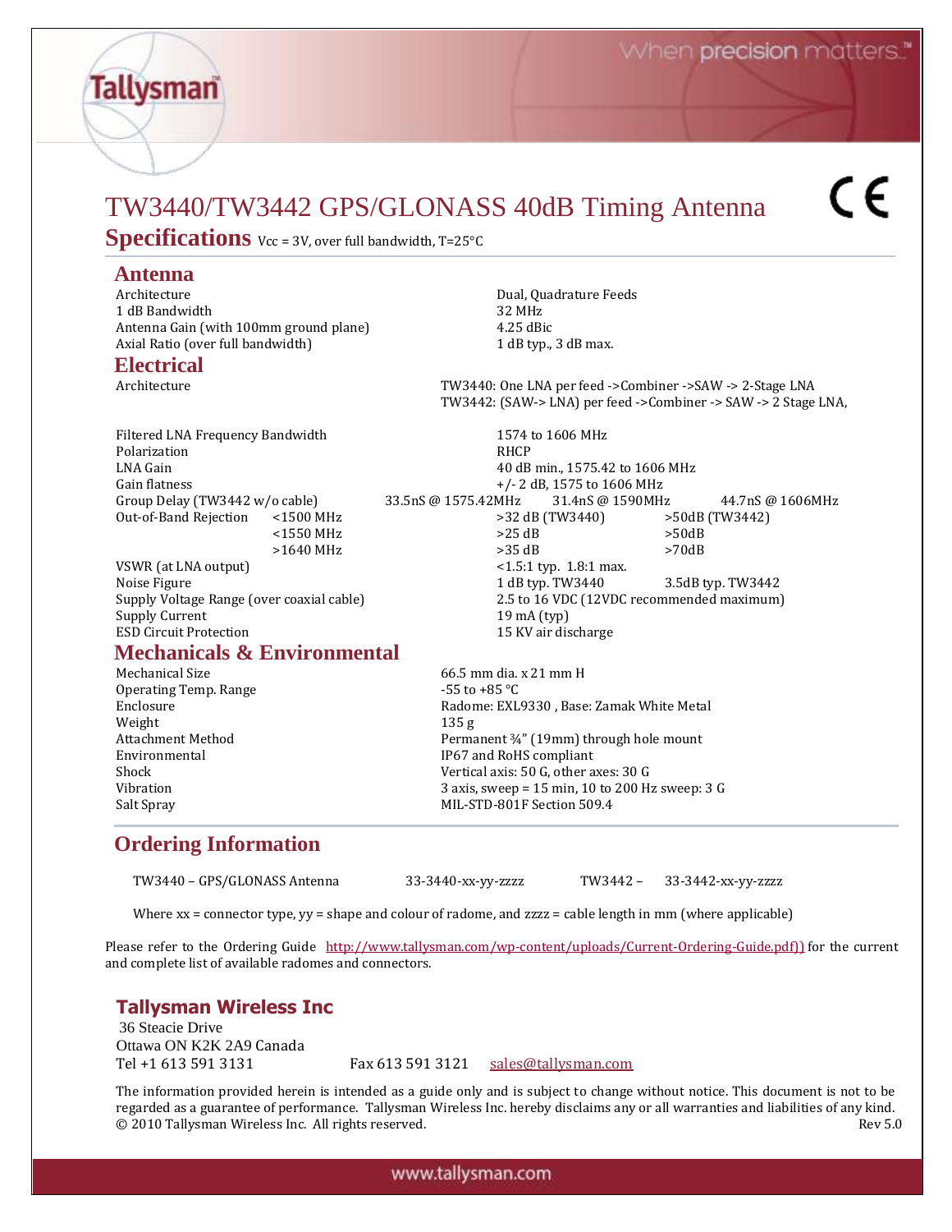# TW3440/TW3442 GPS/GLONASS 40dB Timing Antenna

## Specifications Vcc = 3V, over full bandwidth, T=25°C

### Antenna

| | |
|---|---|
| Architecture | Dual, Quadrature Feeds |
| 1 dB Bandwidth | 32 MHz |
| Antenna Gain (with 100mm ground plane) | 4.25 dBic |
| Axial Ratio (over full bandwidth) | 1 dB typ., 3 dB max. |

### Electrical

| | | | |
|---|---|---|---|
| Architecture | TW3440: One LNA per feed ->Combiner ->SAW -> 2-Stage LNA<br>TW3442: (SAW-> LNA) per feed ->Combiner -> SAW -> 2 Stage LNA, | | |
| Filtered LNA Frequency Bandwidth | 1574 to 1606 MHz | | |
| Polarization | RHCP | | |
| LNA Gain | 40 dB min., 1575.42 to 1606 MHz | | |
| Gain flatness | +/- 2 dB, 1575 to 1606 MHz | | |
| Group Delay (TW3442 w/o cable) | 33.5nS @ 1575.42MHz | 31.4nS @ 1590MHz | 44.7nS @ 1606MHz |
| Out-of-Band Rejection <1500 MHz | >32 dB (TW3440) | >50dB (TW3442) | |
| <1550 MHz | >25 dB | >50dB | |
| >1640 MHz | >35 dB | >70dB | |
| VSWR (at LNA output) | <1.5:1 typ. 1.8:1 max. | | |
| Noise Figure | 1 dB typ. TW3440 | 3.5dB typ. TW3442 | |
| Supply Voltage Range (over coaxial cable) | 2.5 to 16 VDC (12VDC recommended maximum) | | |
| Supply Current | 19 mA (typ) | | |
| ESD Circuit Protection | 15 KV air discharge | | |

### Mechanicals & Environmental

| | |
|---|---|
| Mechanical Size | 66.5 mm dia. x 21 mm H |
| Operating Temp. Range | -55 to +85 °C |
| Enclosure | Radome: EXL9330 , Base: Zamak White Metal |
| Weight | 135 g |
| Attachment Method | Permanent ¾" (19mm) through hole mount |
| Environmental | IP67 and RoHS compliant |
| Shock | Vertical axis: 50 G, other axes: 30 G |
| Vibration | 3 axis, sweep = 15 min, 10 to 200 Hz sweep: 3 G |
| Salt Spray | MIL-STD-801F Section 509.4 |

## Ordering Information

TW3440 – GPS/GLONASS Antenna    33-3440-xx-yy-zzzz    TW3442 –    33-3442-xx-yy-zzzz

Where xx = connector type, yy = shape and colour of radome, and zzzz = cable length in mm (where applicable)

Please refer to the Ordering Guide http://www.tallysman.com/wp-content/uploads/Current-Ordering-Guide.pdf)) for the current and complete list of available radomes and connectors.

### Tallysman Wireless Inc

36 Steacie Drive
Ottawa ON K2K 2A9 Canada
Tel +1 613 591 3131    Fax 613 591 3121    sales@tallysman.com

The information provided herein is intended as a guide only and is subject to change without notice. This document is not to be regarded as a guarantee of performance. Tallysman Wireless Inc. hereby disclaims any or all warranties and liabilities of any kind.
© 2010 Tallysman Wireless Inc. All rights reserved.    Rev 5.0